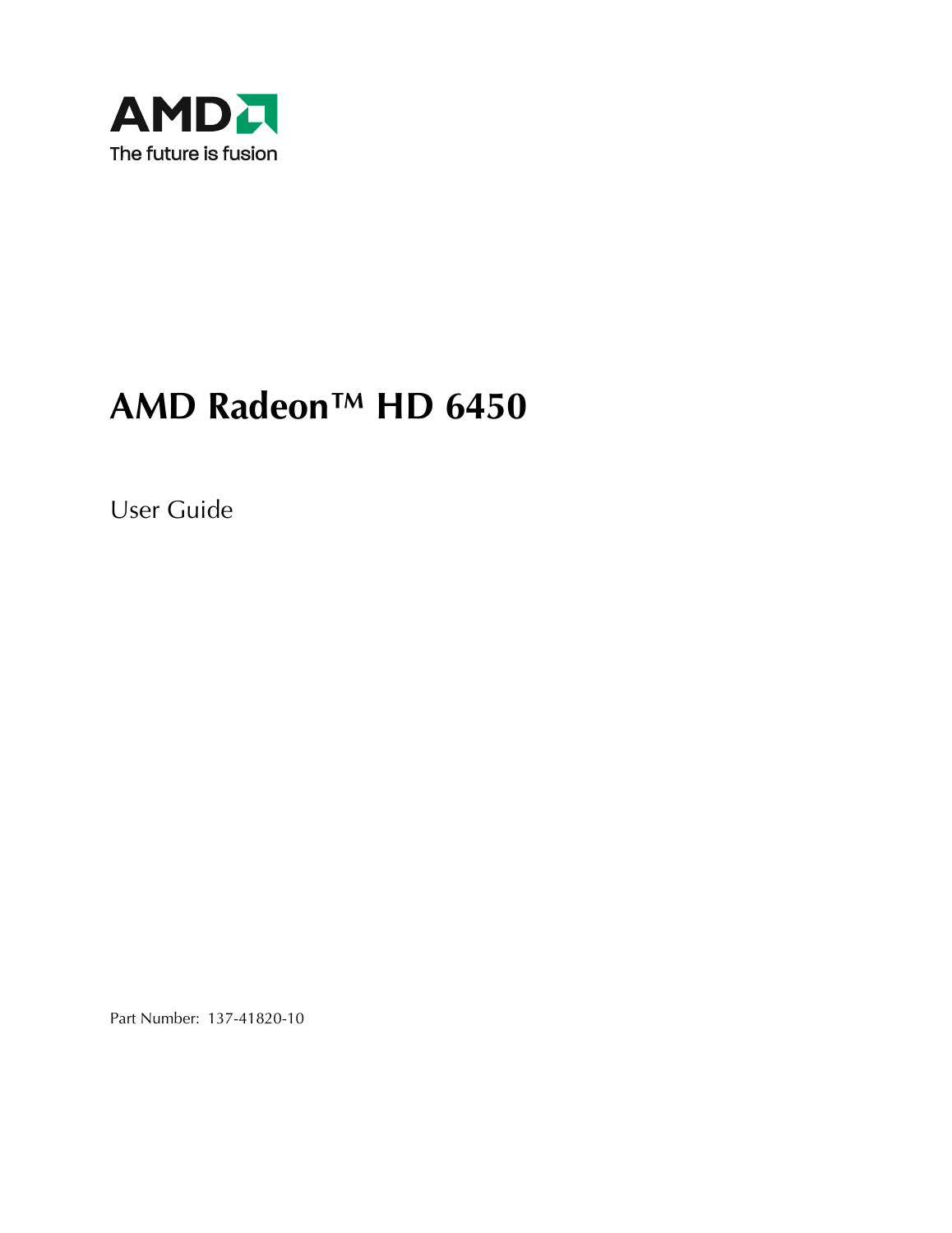AMD

The future is fusion

# AMD Radeon™ HD 6450

User Guide

Part Number: 137-41820-10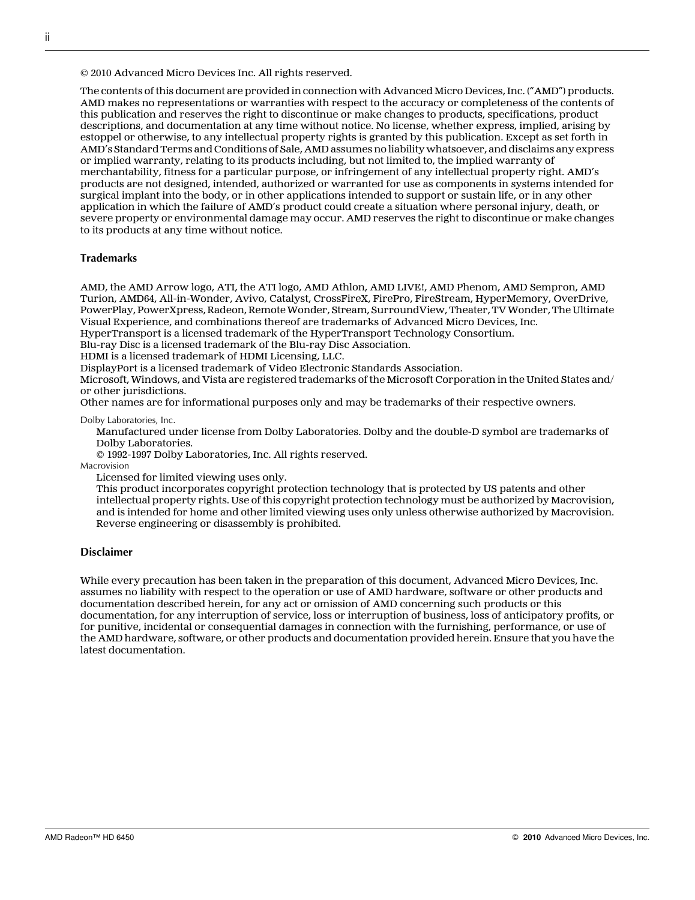© 2010 Advanced Micro Devices Inc. All rights reserved.

The contents of this document are provided in connection with Advanced Micro Devices, Inc. ("AMD") products. AMD makes no representations or warranties with respect to the accuracy or completeness of the contents of this publication and reserves the right to discontinue or make changes to products, specifications, product descriptions, and documentation at any time without notice. No license, whether express, implied, arising by estoppel or otherwise, to any intellectual property rights is granted by this publication. Except as set forth in AMD's Standard Terms and Conditions of Sale, AMD assumes no liability whatsoever, and disclaims any express or implied warranty, relating to its products including, but not limited to, the implied warranty of merchantability, fitness for a particular purpose, or infringement of any intellectual property right. AMD's products are not designed, intended, authorized or warranted for use as components in systems intended for surgical implant into the body, or in other applications intended to support or sustain life, or in any other application in which the failure of AMD's product could create a situation where personal injury, death, or severe property or environmental damage may occur. AMD reserves the right to discontinue or make changes to its products at any time without notice.

## Trademarks

AMD, the AMD Arrow logo, ATI, the ATI logo, AMD Athlon, AMD LIVE!, AMD Phenom, AMD Sempron, AMD Turion, AMD64, All-in-Wonder, Avivo, Catalyst, CrossFireX, FirePro, FireStream, HyperMemory, OverDrive, PowerPlay, PowerXpress, Radeon, Remote Wonder, Stream, SurroundView, Theater, TV Wonder, The Ultimate Visual Experience, and combinations thereof are trademarks of Advanced Micro Devices, Inc.
HyperTransport is a licensed trademark of the HyperTransport Technology Consortium.
Blu-ray Disc is a licensed trademark of the Blu-ray Disc Association.
HDMI is a licensed trademark of HDMI Licensing, LLC.
DisplayPort is a licensed trademark of Video Electronic Standards Association.
Microsoft, Windows, and Vista are registered trademarks of the Microsoft Corporation in the United States and/or other jurisdictions.
Other names are for informational purposes only and may be trademarks of their respective owners.

Dolby Laboratories, Inc.

Manufactured under license from Dolby Laboratories. Dolby and the double-D symbol are trademarks of Dolby Laboratories.
© 1992-1997 Dolby Laboratories, Inc. All rights reserved.

Macrovision

Licensed for limited viewing uses only.
This product incorporates copyright protection technology that is protected by US patents and other intellectual property rights. Use of this copyright protection technology must be authorized by Macrovision, and is intended for home and other limited viewing uses only unless otherwise authorized by Macrovision. Reverse engineering or disassembly is prohibited.

## Disclaimer

While every precaution has been taken in the preparation of this document, Advanced Micro Devices, Inc. assumes no liability with respect to the operation or use of AMD hardware, software or other products and documentation described herein, for any act or omission of AMD concerning such products or this documentation, for any interruption of service, loss or interruption of business, loss of anticipatory profits, or for punitive, incidental or consequential damages in connection with the furnishing, performance, or use of the AMD hardware, software, or other products and documentation provided herein. Ensure that you have the latest documentation.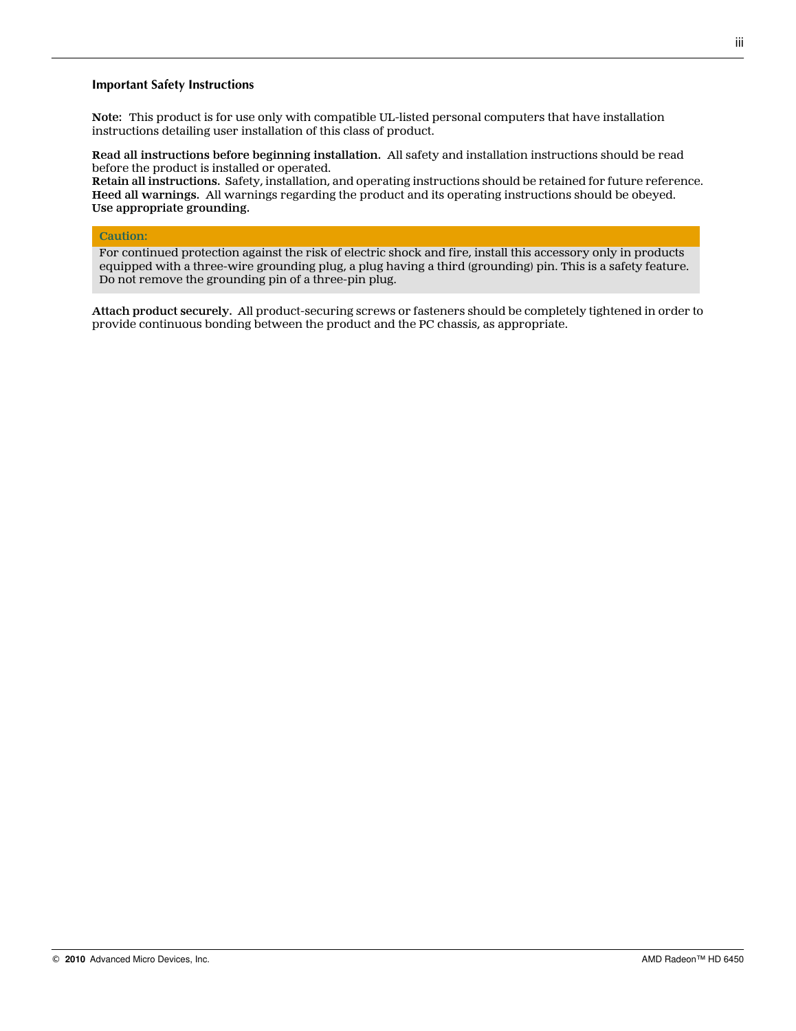## Important Safety Instructions

**Note:** This product is for use only with compatible UL-listed personal computers that have installation instructions detailing user installation of this class of product.

**Read all instructions before beginning installation.** All safety and installation instructions should be read before the product is installed or operated.
**Retain all instructions.** Safety, installation, and operating instructions should be retained for future reference.
**Heed all warnings.** All warnings regarding the product and its operating instructions should be obeyed.
**Use appropriate grounding.**

> **Caution:**
> For continued protection against the risk of electric shock and fire, install this accessory only in products equipped with a three-wire grounding plug, a plug having a third (grounding) pin. This is a safety feature. Do not remove the grounding pin of a three-pin plug.

**Attach product securely.** All product-securing screws or fasteners should be completely tightened in order to provide continuous bonding between the product and the PC chassis, as appropriate.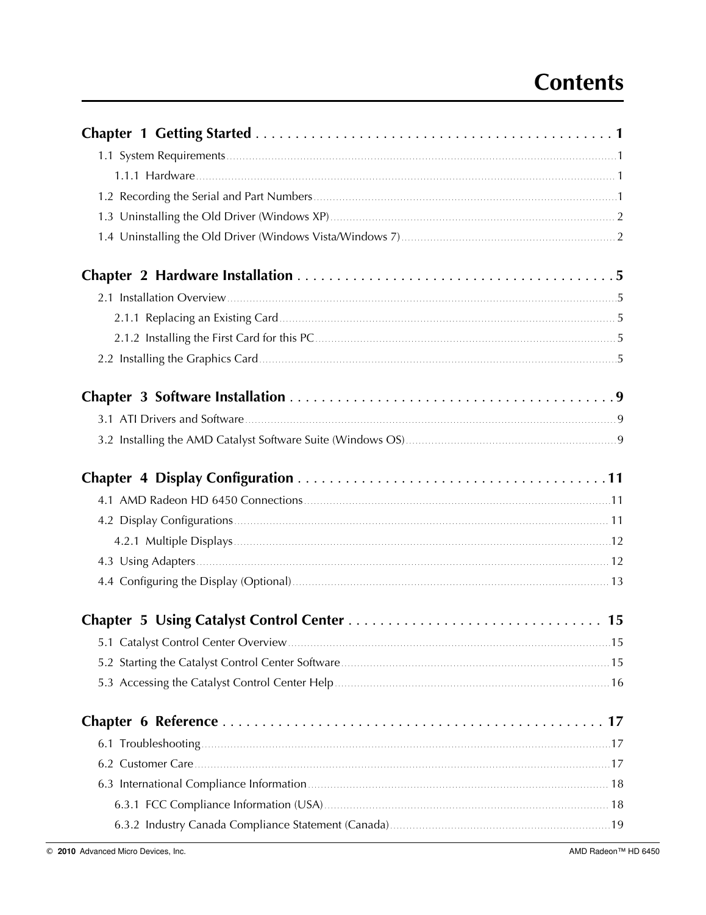# Contents

**Chapter 1 Getting Started** . . . . . . . . . . . . . . . . . . . . . . . . . . . . . . . . . . . . . . . . . . . . . **1**

1.1 System Requirements ........................................................................................................ 1

1.1.1 Hardware ........................................................................................................ 1

1.2 Recording the Serial and Part Numbers ........................................................................................................ 1

1.3 Uninstalling the Old Driver (Windows XP) ........................................................................................................ 2

1.4 Uninstalling the Old Driver (Windows Vista/Windows 7) ........................................................................................................ 2

**Chapter 2 Hardware Installation** . . . . . . . . . . . . . . . . . . . . . . . . . . . . . . . . . . . . . . . **5**

2.1 Installation Overview ........................................................................................................ 5

2.1.1 Replacing an Existing Card ........................................................................................................ 5

2.1.2 Installing the First Card for this PC ........................................................................................................ 5

2.2 Installing the Graphics Card ........................................................................................................ 5

**Chapter 3 Software Installation** . . . . . . . . . . . . . . . . . . . . . . . . . . . . . . . . . . . . . . . . . **9**

3.1 ATI Drivers and Software ........................................................................................................ 9

3.2 Installing the AMD Catalyst Software Suite (Windows OS) ........................................................................................................ 9

**Chapter 4 Display Configuration** . . . . . . . . . . . . . . . . . . . . . . . . . . . . . . . . . . . . . . **11**

4.1 AMD Radeon HD 6450 Connections ........................................................................................................ 11

4.2 Display Configurations ........................................................................................................ 11

4.2.1 Multiple Displays ........................................................................................................ 12

4.3 Using Adapters ........................................................................................................ 12

4.4 Configuring the Display (Optional) ........................................................................................................ 13

**Chapter 5 Using Catalyst Control Center** . . . . . . . . . . . . . . . . . . . . . . . . . . . . . . . . **15**

5.1 Catalyst Control Center Overview ........................................................................................................ 15

5.2 Starting the Catalyst Control Center Software ........................................................................................................ 15

5.3 Accessing the Catalyst Control Center Help ........................................................................................................ 16

**Chapter 6 Reference** . . . . . . . . . . . . . . . . . . . . . . . . . . . . . . . . . . . . . . . . . . . . . . . . **17**

6.1 Troubleshooting ........................................................................................................ 17

6.2 Customer Care ........................................................................................................ 17

6.3 International Compliance Information ........................................................................................................ 18

6.3.1 FCC Compliance Information (USA) ........................................................................................................ 18

6.3.2 Industry Canada Compliance Statement (Canada) ........................................................................................................ 19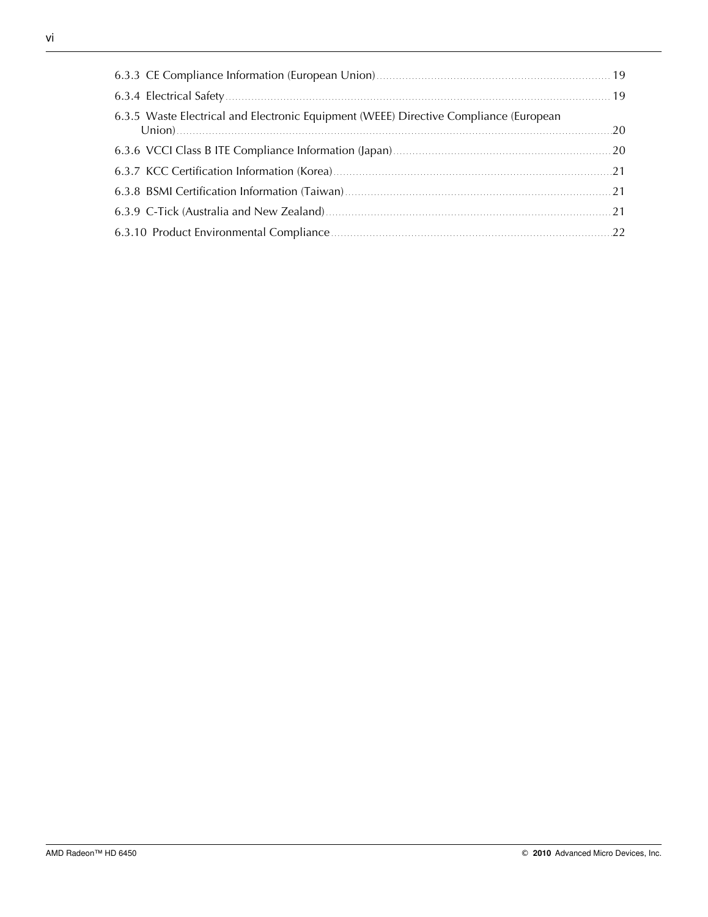6.3.3 CE Compliance Information (European Union) ........ 19

6.3.4 Electrical Safety ........ 19

6.3.5 Waste Electrical and Electronic Equipment (WEEE) Directive Compliance (European Union) ........ 20

6.3.6 VCCI Class B ITE Compliance Information (Japan) ........ 20

6.3.7 KCC Certification Information (Korea) ........ 21

6.3.8 BSMI Certification Information (Taiwan) ........ 21

6.3.9 C-Tick (Australia and New Zealand) ........ 21

6.3.10 Product Environmental Compliance ........ 22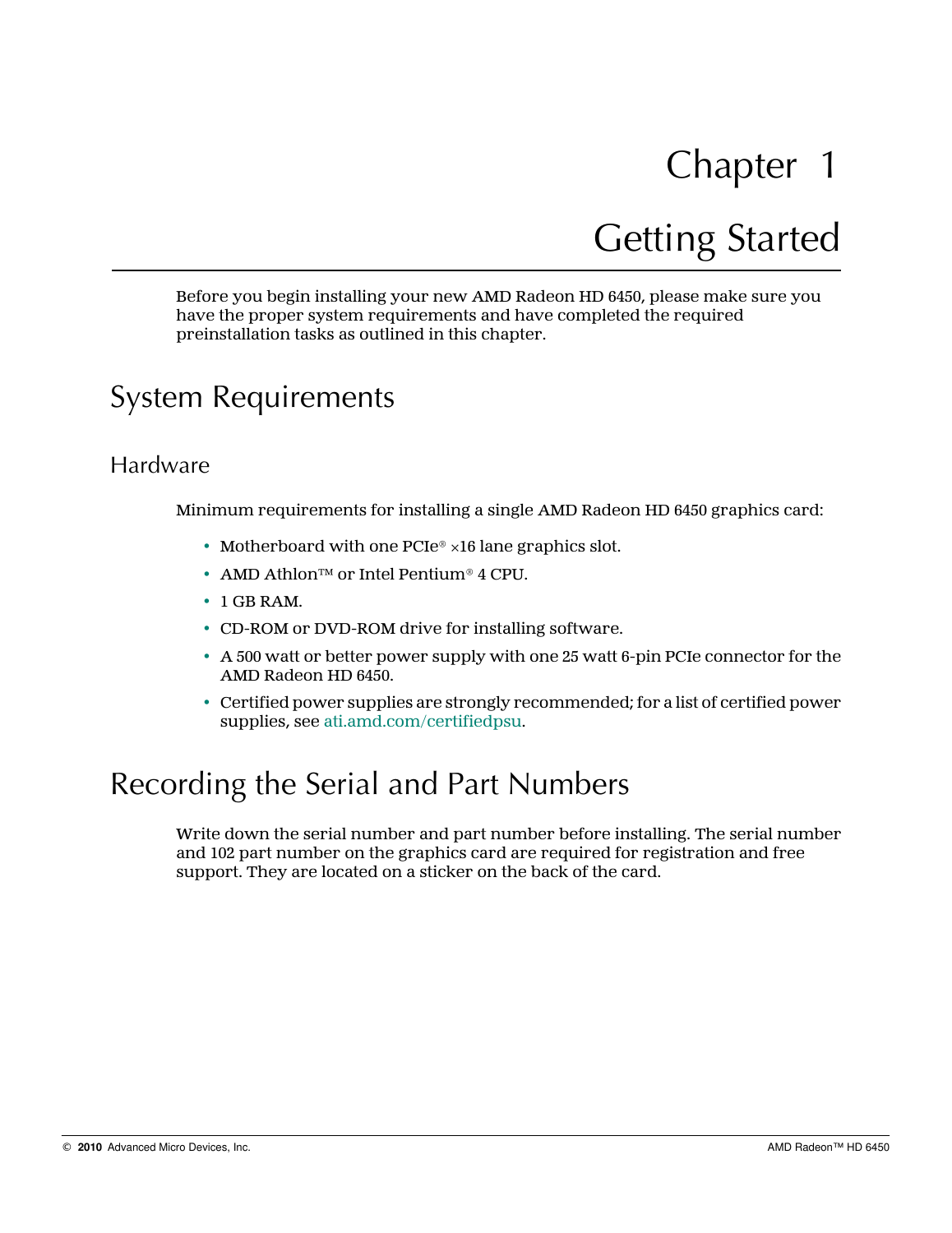# Chapter 1

# Getting Started

Before you begin installing your new AMD Radeon HD 6450, please make sure you have the proper system requirements and have completed the required preinstallation tasks as outlined in this chapter.

## System Requirements

### Hardware

Minimum requirements for installing a single AMD Radeon HD 6450 graphics card:

- Motherboard with one PCIe® ×16 lane graphics slot.
- AMD Athlon™ or Intel Pentium® 4 CPU.
- 1 GB RAM.
- CD-ROM or DVD-ROM drive for installing software.
- A 500 watt or better power supply with one 25 watt 6-pin PCIe connector for the AMD Radeon HD 6450.
- Certified power supplies are strongly recommended; for a list of certified power supplies, see ati.amd.com/certifiedpsu.

## Recording the Serial and Part Numbers

Write down the serial number and part number before installing. The serial number and 102 part number on the graphics card are required for registration and free support. They are located on a sticker on the back of the card.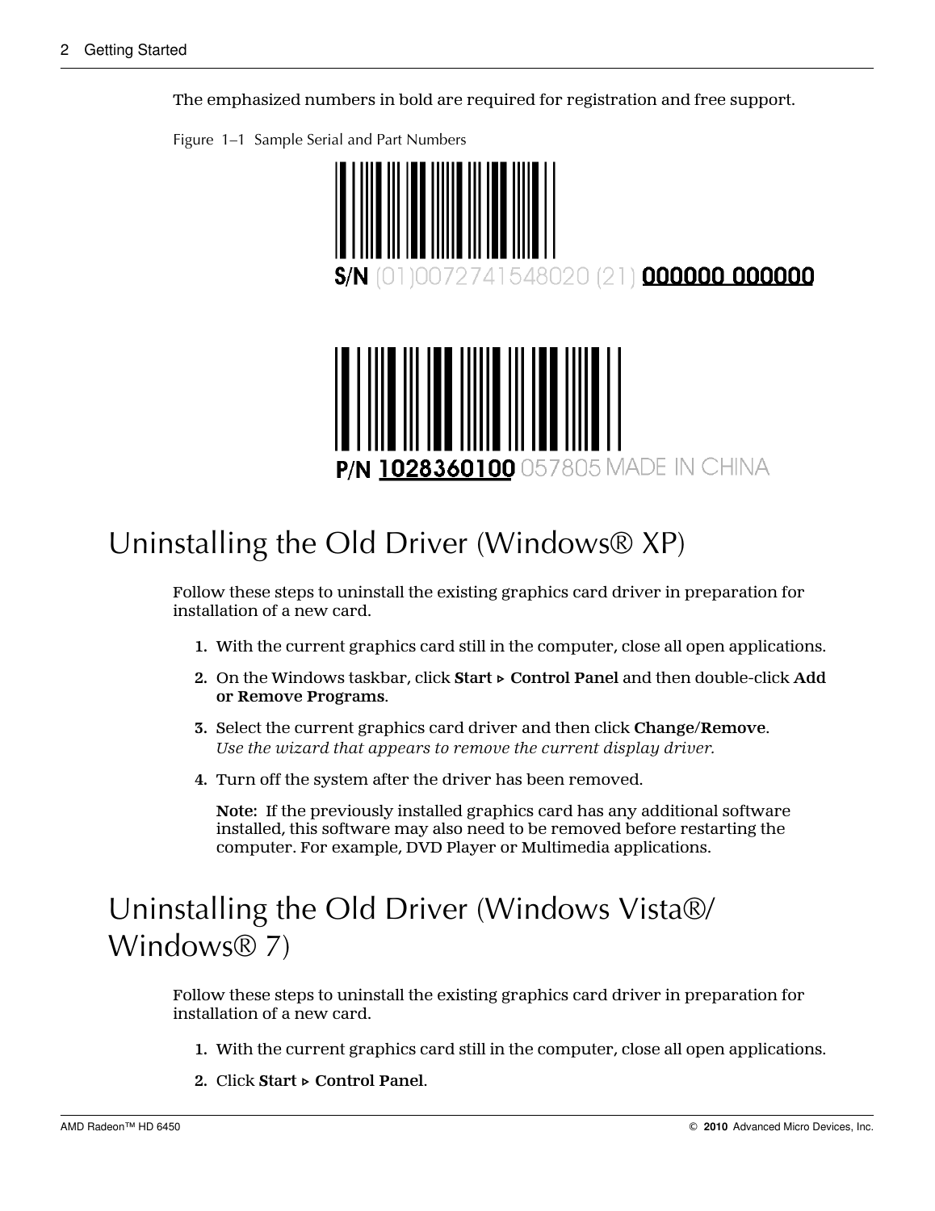The emphasized numbers in bold are required for registration and free support.

Figure 1–1 Sample Serial and Part Numbers

**S/N** (01)0072741548020 (21) **000000 000000**

**P/N 1028360100** 057805 MADE IN CHINA

## Uninstalling the Old Driver (Windows® XP)

Follow these steps to uninstall the existing graphics card driver in preparation for installation of a new card.

1. With the current graphics card still in the computer, close all open applications.
2. On the Windows taskbar, click **Start** ▹ **Control Panel** and then double-click **Add or Remove Programs**.
3. Select the current graphics card driver and then click **Change/Remove**.
   *Use the wizard that appears to remove the current display driver.*
4. Turn off the system after the driver has been removed.

   **Note:** If the previously installed graphics card has any additional software installed, this software may also need to be removed before restarting the computer. For example, DVD Player or Multimedia applications.

## Uninstalling the Old Driver (Windows Vista®/ Windows® 7)

Follow these steps to uninstall the existing graphics card driver in preparation for installation of a new card.

1. With the current graphics card still in the computer, close all open applications.
2. Click **Start** ▹ **Control Panel**.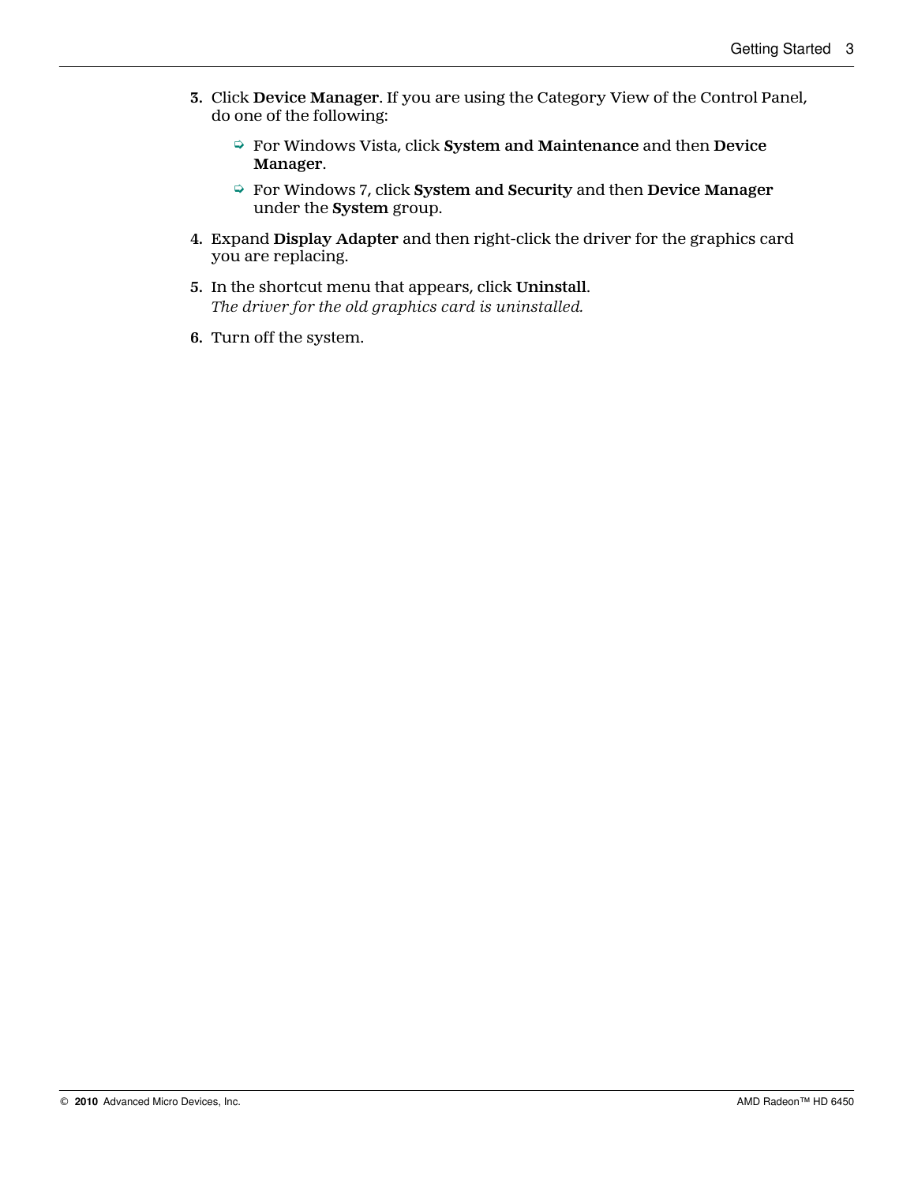3. Click **Device Manager**. If you are using the Category View of the Control Panel, do one of the following:
   - For Windows Vista, click **System and Maintenance** and then **Device Manager**.
   - For Windows 7, click **System and Security** and then **Device Manager** under the **System** group.
4. Expand **Display Adapter** and then right-click the driver for the graphics card you are replacing.
5. In the shortcut menu that appears, click **Uninstall**.
   *The driver for the old graphics card is uninstalled.*
6. Turn off the system.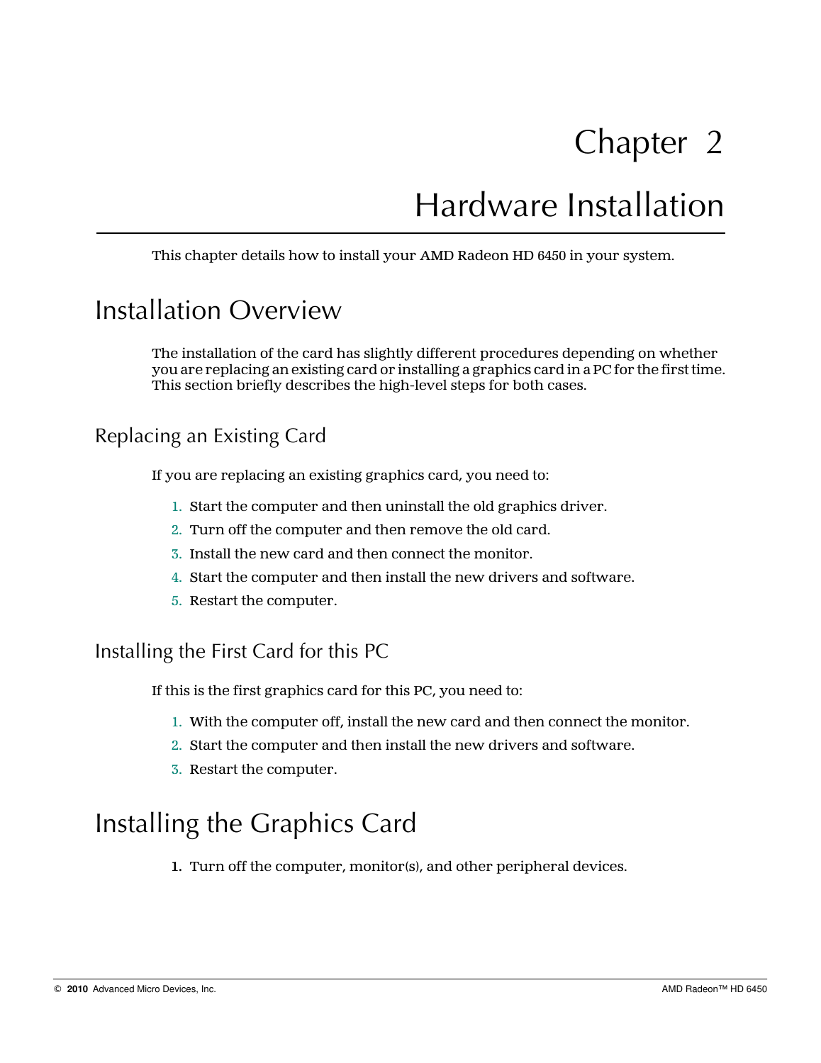# Chapter 2

# Hardware Installation

This chapter details how to install your AMD Radeon HD 6450 in your system.

## Installation Overview

The installation of the card has slightly different procedures depending on whether you are replacing an existing card or installing a graphics card in a PC for the first time. This section briefly describes the high-level steps for both cases.

### Replacing an Existing Card

If you are replacing an existing graphics card, you need to:

1. Start the computer and then uninstall the old graphics driver.
2. Turn off the computer and then remove the old card.
3. Install the new card and then connect the monitor.
4. Start the computer and then install the new drivers and software.
5. Restart the computer.

### Installing the First Card for this PC

If this is the first graphics card for this PC, you need to:

1. With the computer off, install the new card and then connect the monitor.
2. Start the computer and then install the new drivers and software.
3. Restart the computer.

## Installing the Graphics Card

1. Turn off the computer, monitor(s), and other peripheral devices.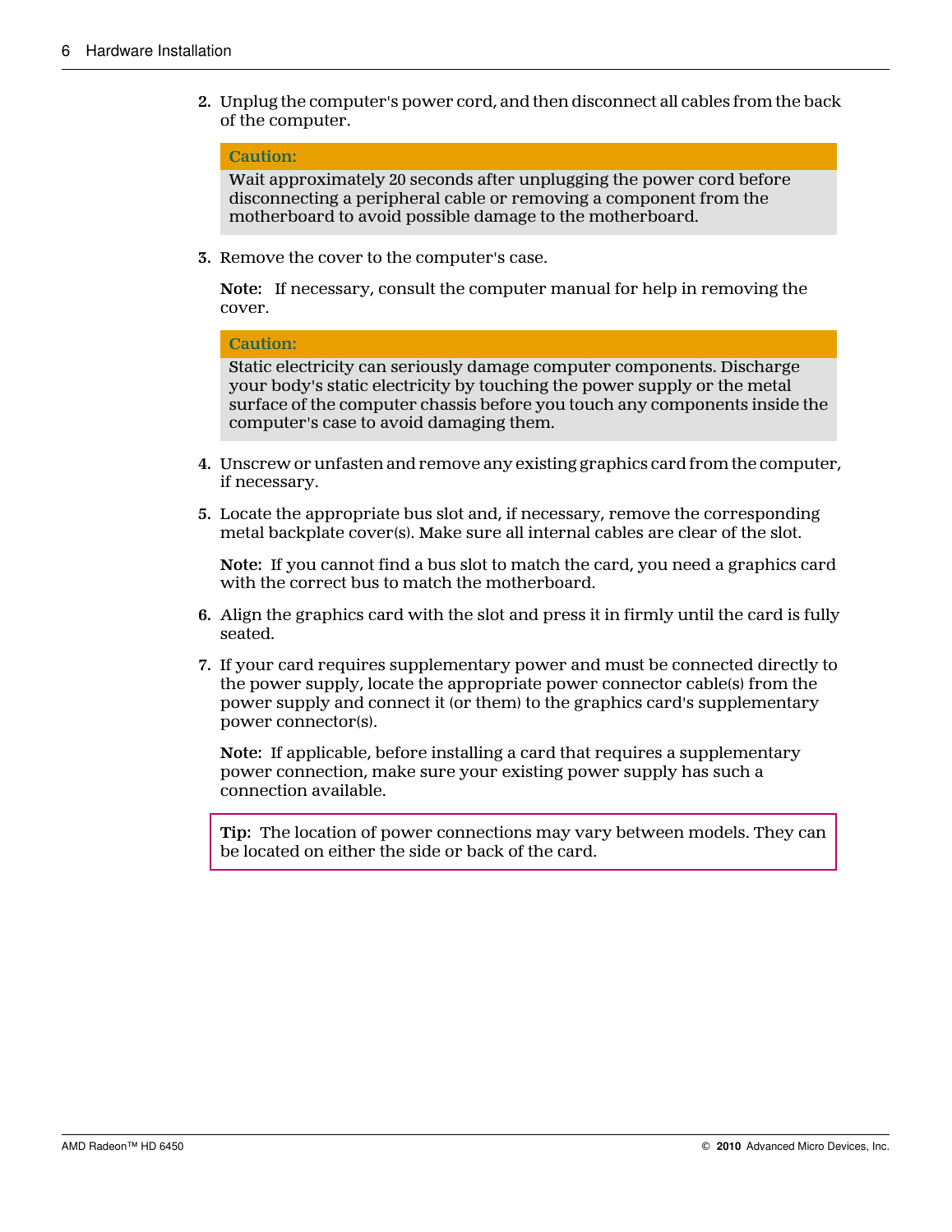2. Unplug the computer's power cord, and then disconnect all cables from the back of the computer.

> **Caution:**
>
> Wait approximately 20 seconds after unplugging the power cord before disconnecting a peripheral cable or removing a component from the motherboard to avoid possible damage to the motherboard.

3. Remove the cover to the computer's case.

   **Note:** If necessary, consult the computer manual for help in removing the cover.

> **Caution:**
>
> Static electricity can seriously damage computer components. Discharge your body's static electricity by touching the power supply or the metal surface of the computer chassis before you touch any components inside the computer's case to avoid damaging them.

4. Unscrew or unfasten and remove any existing graphics card from the computer, if necessary.
5. Locate the appropriate bus slot and, if necessary, remove the corresponding metal backplate cover(s). Make sure all internal cables are clear of the slot.

   **Note:** If you cannot find a bus slot to match the card, you need a graphics card with the correct bus to match the motherboard.

6. Align the graphics card with the slot and press it in firmly until the card is fully seated.
7. If your card requires supplementary power and must be connected directly to the power supply, locate the appropriate power connector cable(s) from the power supply and connect it (or them) to the graphics card's supplementary power connector(s).

   **Note:** If applicable, before installing a card that requires a supplementary power connection, make sure your existing power supply has such a connection available.

> **Tip:** The location of power connections may vary between models. They can be located on either the side or back of the card.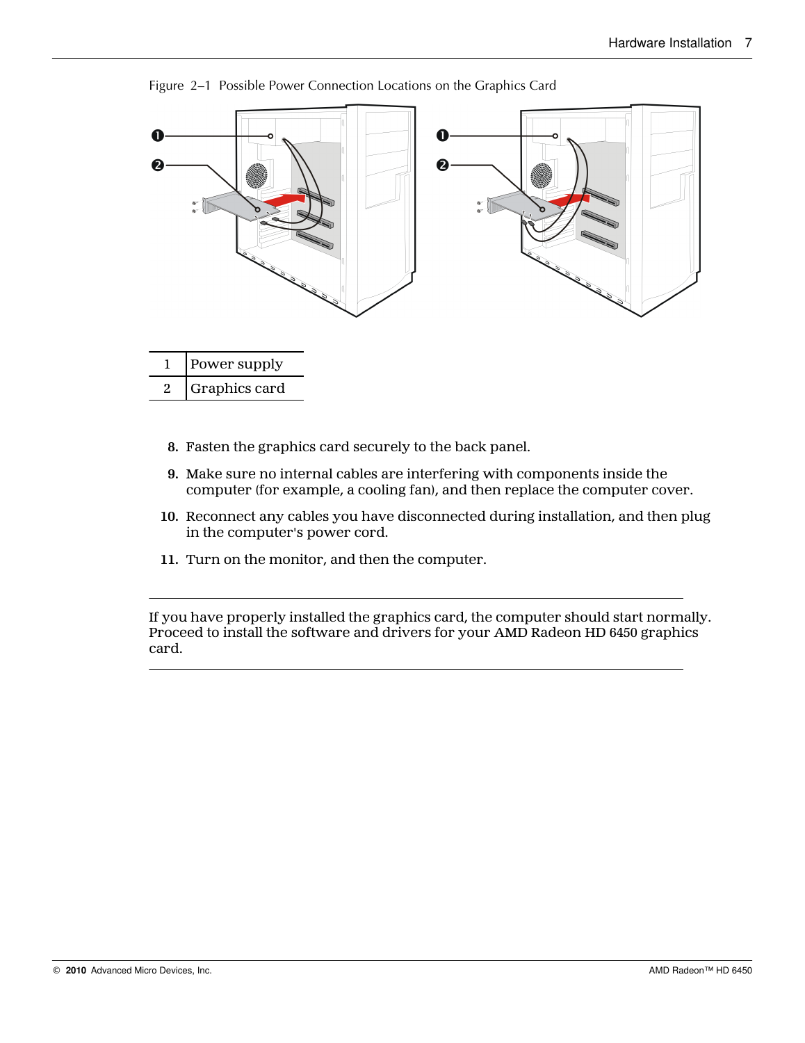Figure 2–1 Possible Power Connection Locations on the Graphics Card

| | |
|---|---|
| 1 | Power supply |
| 2 | Graphics card |

8. Fasten the graphics card securely to the back panel.
9. Make sure no internal cables are interfering with components inside the computer (for example, a cooling fan), and then replace the computer cover.
10. Reconnect any cables you have disconnected during installation, and then plug in the computer's power cord.
11. Turn on the monitor, and then the computer.

---

If you have properly installed the graphics card, the computer should start normally. Proceed to install the software and drivers for your AMD Radeon HD 6450 graphics card.

---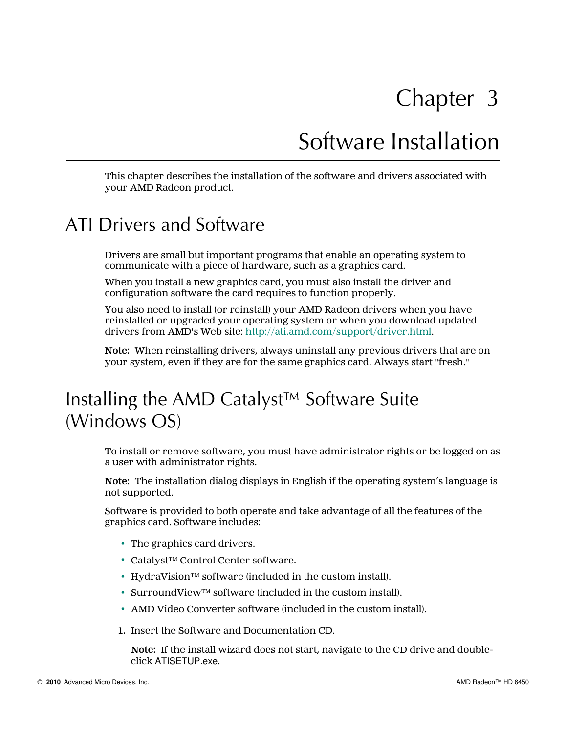# Chapter 3

# Software Installation

This chapter describes the installation of the software and drivers associated with your AMD Radeon product.

## ATI Drivers and Software

Drivers are small but important programs that enable an operating system to communicate with a piece of hardware, such as a graphics card.

When you install a new graphics card, you must also install the driver and configuration software the card requires to function properly.

You also need to install (or reinstall) your AMD Radeon drivers when you have reinstalled or upgraded your operating system or when you download updated drivers from AMD's Web site: http://ati.amd.com/support/driver.html.

**Note:** When reinstalling drivers, always uninstall any previous drivers that are on your system, even if they are for the same graphics card. Always start "fresh."

## Installing the AMD Catalyst™ Software Suite (Windows OS)

To install or remove software, you must have administrator rights or be logged on as a user with administrator rights.

**Note:** The installation dialog displays in English if the operating system's language is not supported.

Software is provided to both operate and take advantage of all the features of the graphics card. Software includes:

- The graphics card drivers.
- Catalyst™ Control Center software.
- HydraVision™ software (included in the custom install).
- SurroundView™ software (included in the custom install).
- AMD Video Converter software (included in the custom install).

1. Insert the Software and Documentation CD.

   **Note:** If the install wizard does not start, navigate to the CD drive and double-click ATISETUP.exe.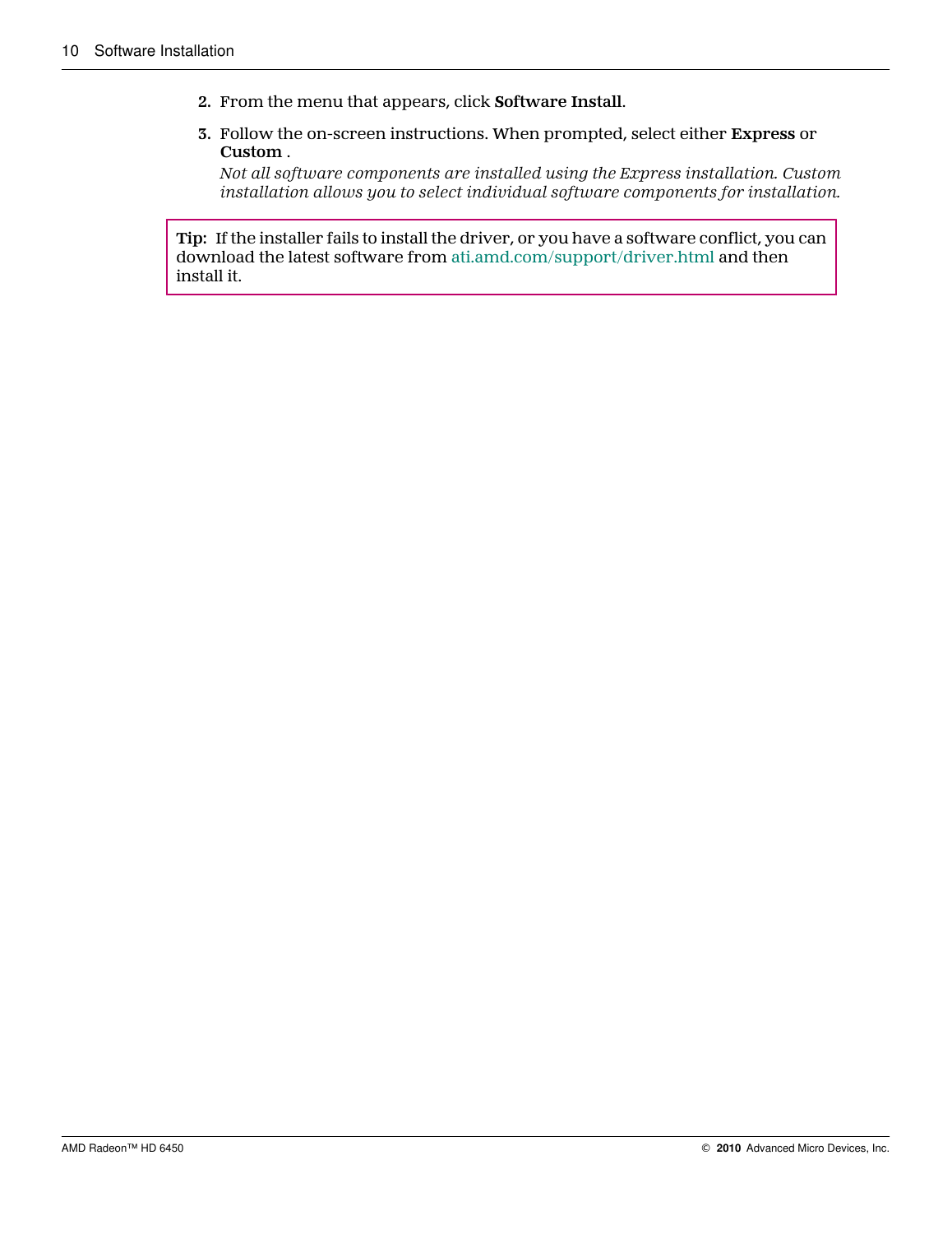2. From the menu that appears, click **Software Install**.

3. Follow the on-screen instructions. When prompted, select either **Express** or **Custom** .

   *Not all software components are installed using the Express installation. Custom installation allows you to select individual software components for installation.*

> **Tip:** If the installer fails to install the driver, or you have a software conflict, you can download the latest software from ati.amd.com/support/driver.html and then install it.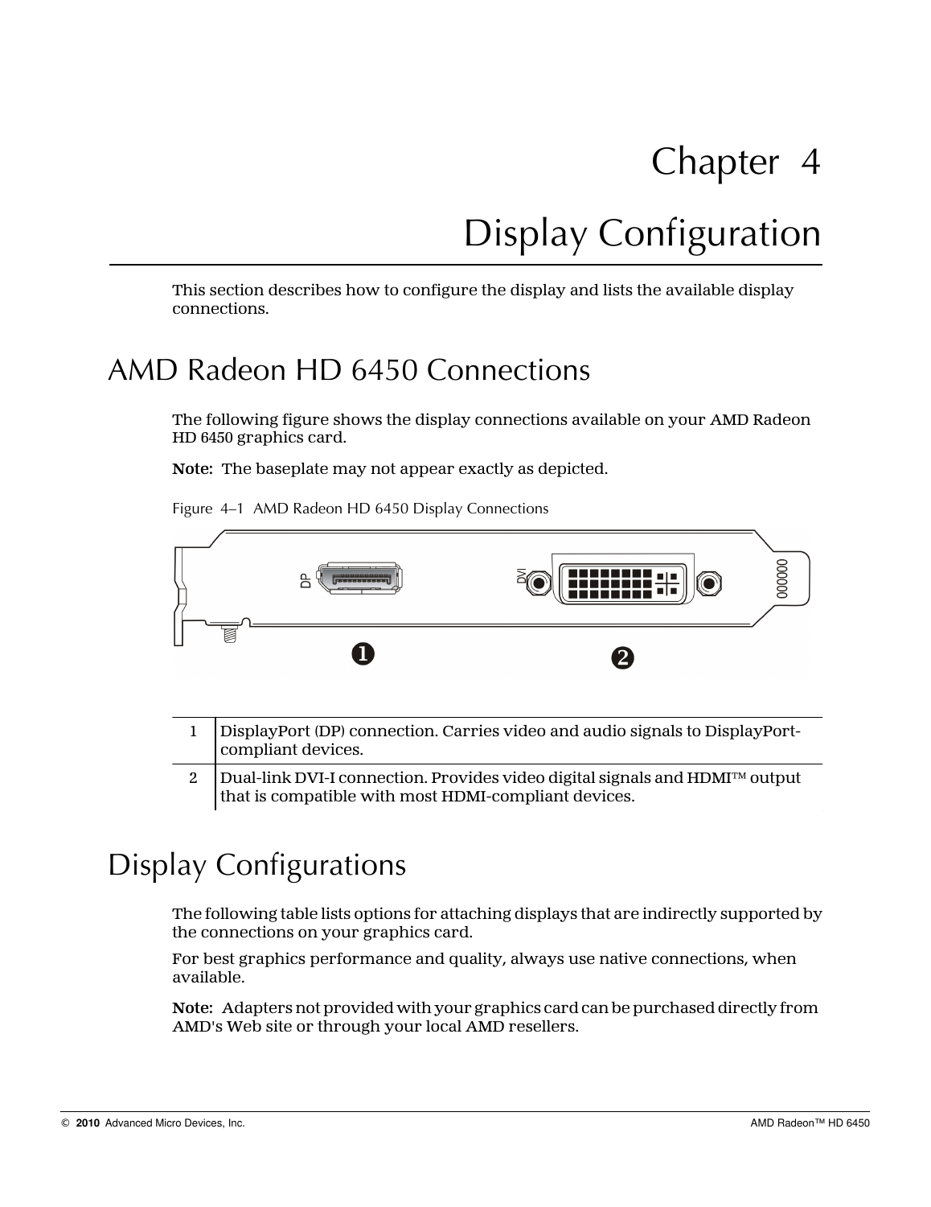# Chapter 4

# Display Configuration

This section describes how to configure the display and lists the available display connections.

## AMD Radeon HD 6450 Connections

The following figure shows the display connections available on your AMD Radeon HD 6450 graphics card.

**Note:** The baseplate may not appear exactly as depicted.

Figure 4–1 AMD Radeon HD 6450 Display Connections

| | |
|---|---|
| 1 | DisplayPort (DP) connection. Carries video and audio signals to DisplayPort-compliant devices. |
| 2 | Dual-link DVI-I connection. Provides video digital signals and HDMI™ output that is compatible with most HDMI-compliant devices. |

## Display Configurations

The following table lists options for attaching displays that are indirectly supported by the connections on your graphics card.

For best graphics performance and quality, always use native connections, when available.

**Note:** Adapters not provided with your graphics card can be purchased directly from AMD's Web site or through your local AMD resellers.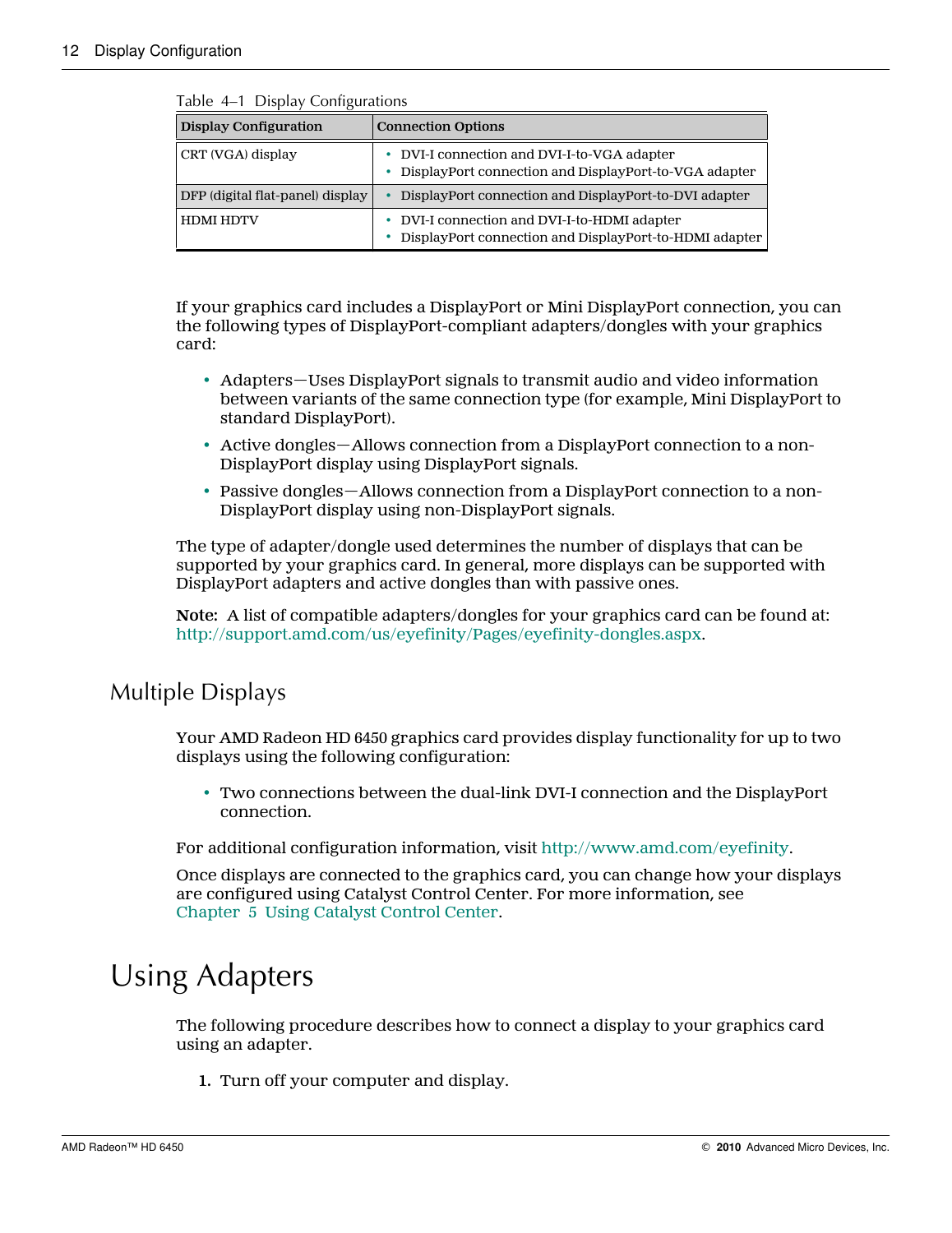Table 4–1 Display Configurations

| Display Configuration | Connection Options |
|---|---|
| CRT (VGA) display | • DVI-I connection and DVI-I-to-VGA adapter<br>• DisplayPort connection and DisplayPort-to-VGA adapter |
| DFP (digital flat-panel) display | • DisplayPort connection and DisplayPort-to-DVI adapter |
| HDMI HDTV | • DVI-I connection and DVI-I-to-HDMI adapter<br>• DisplayPort connection and DisplayPort-to-HDMI adapter |

If your graphics card includes a DisplayPort or Mini DisplayPort connection, you can the following types of DisplayPort-compliant adapters/dongles with your graphics card:

- Adapters—Uses DisplayPort signals to transmit audio and video information between variants of the same connection type (for example, Mini DisplayPort to standard DisplayPort).
- Active dongles—Allows connection from a DisplayPort connection to a non-DisplayPort display using DisplayPort signals.
- Passive dongles—Allows connection from a DisplayPort connection to a non-DisplayPort display using non-DisplayPort signals.

The type of adapter/dongle used determines the number of displays that can be supported by your graphics card. In general, more displays can be supported with DisplayPort adapters and active dongles than with passive ones.

**Note:** A list of compatible adapters/dongles for your graphics card can be found at: http://support.amd.com/us/eyefinity/Pages/eyefinity-dongles.aspx.

## Multiple Displays

Your AMD Radeon HD 6450 graphics card provides display functionality for up to two displays using the following configuration:

- Two connections between the dual-link DVI-I connection and the DisplayPort connection.

For additional configuration information, visit http://www.amd.com/eyefinity.

Once displays are connected to the graphics card, you can change how your displays are configured using Catalyst Control Center. For more information, see Chapter 5 Using Catalyst Control Center.

# Using Adapters

The following procedure describes how to connect a display to your graphics card using an adapter.

1. Turn off your computer and display.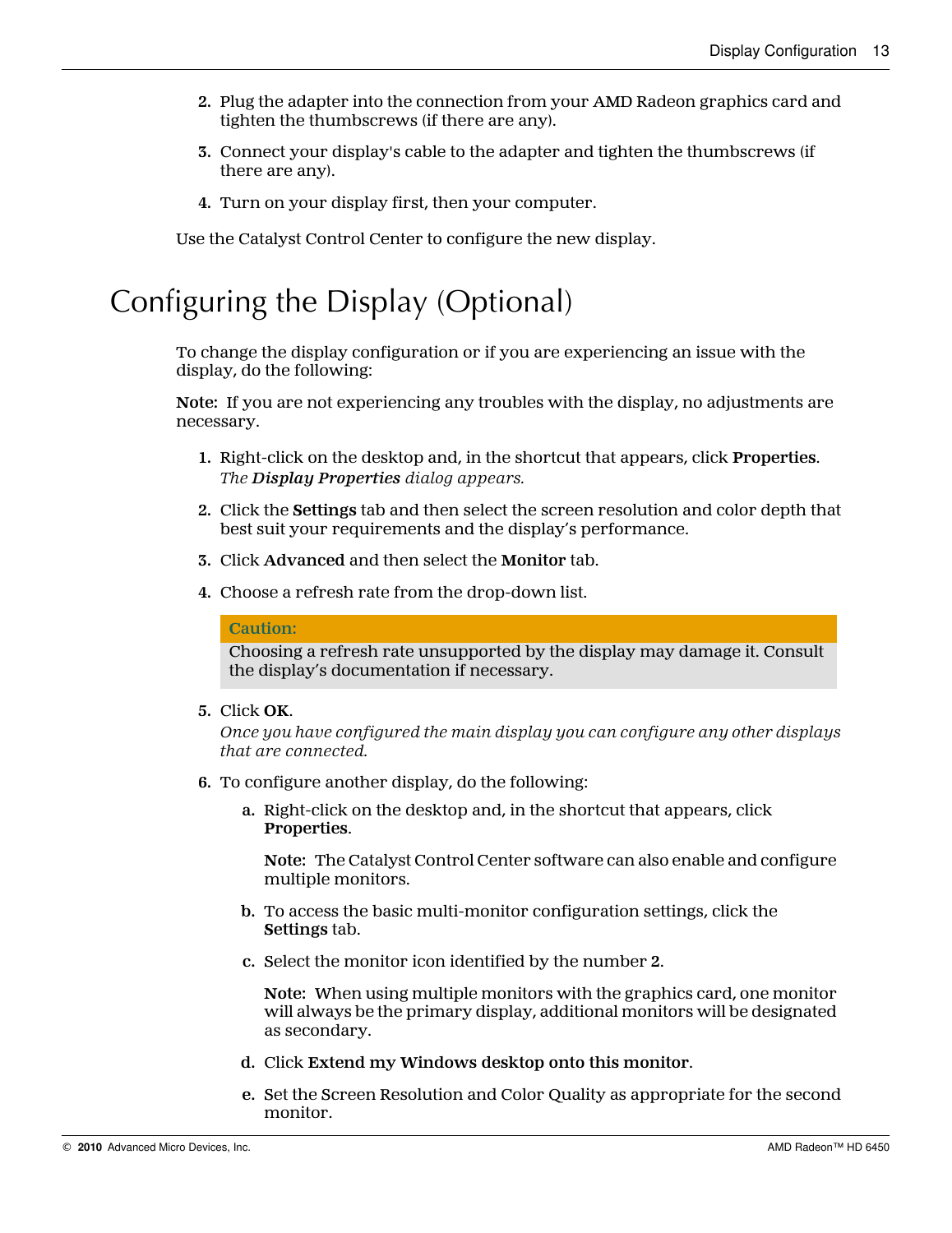2. Plug the adapter into the connection from your AMD Radeon graphics card and tighten the thumbscrews (if there are any).

3. Connect your display's cable to the adapter and tighten the thumbscrews (if there are any).

4. Turn on your display first, then your computer.

Use the Catalyst Control Center to configure the new display.

# Configuring the Display (Optional)

To change the display configuration or if you are experiencing an issue with the display, do the following:

**Note:** If you are not experiencing any troubles with the display, no adjustments are necessary.

1. Right-click on the desktop and, in the shortcut that appears, click **Properties**.
   *The **Display Properties** dialog appears.*

2. Click the **Settings** tab and then select the screen resolution and color depth that best suit your requirements and the display's performance.

3. Click **Advanced** and then select the **Monitor** tab.

4. Choose a refresh rate from the drop-down list.

   > **Caution:**
   > Choosing a refresh rate unsupported by the display may damage it. Consult the display's documentation if necessary.

5. Click **OK**.
   *Once you have configured the main display you can configure any other displays that are connected.*

6. To configure another display, do the following:

   a. Right-click on the desktop and, in the shortcut that appears, click **Properties**.

      **Note:** The Catalyst Control Center software can also enable and configure multiple monitors.

   b. To access the basic multi-monitor configuration settings, click the **Settings** tab.

   c. Select the monitor icon identified by the number **2**.

      **Note:** When using multiple monitors with the graphics card, one monitor will always be the primary display, additional monitors will be designated as secondary.

   d. Click **Extend my Windows desktop onto this monitor**.

   e. Set the Screen Resolution and Color Quality as appropriate for the second monitor.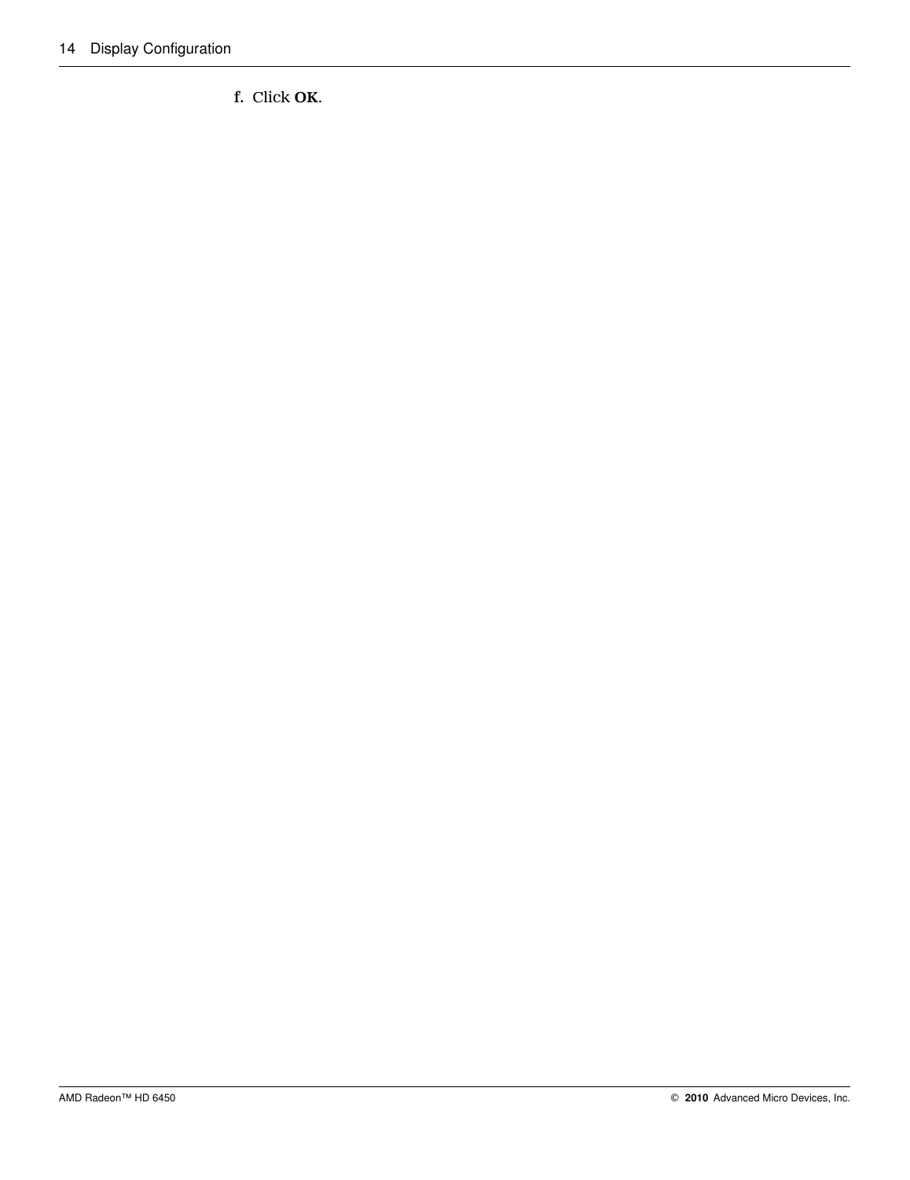f. Click **OK**.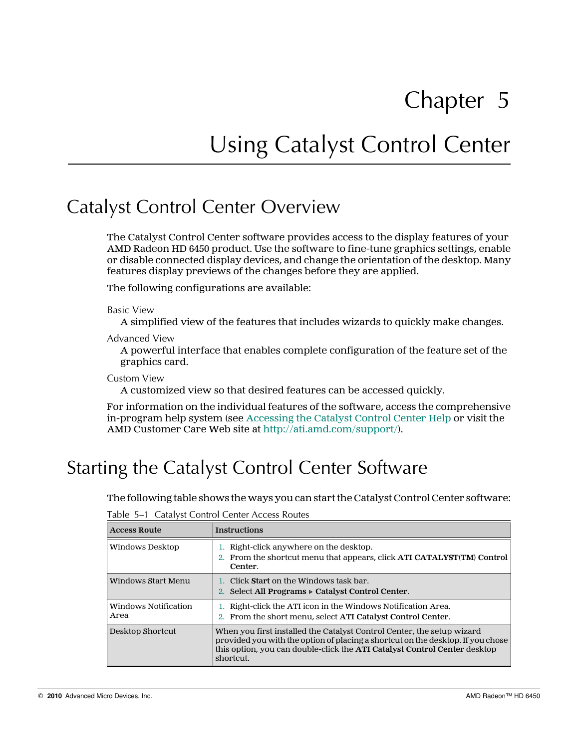# Chapter 5

# Using Catalyst Control Center

## Catalyst Control Center Overview

The Catalyst Control Center software provides access to the display features of your AMD Radeon HD 6450 product. Use the software to fine-tune graphics settings, enable or disable connected display devices, and change the orientation of the desktop. Many features display previews of the changes before they are applied.

The following configurations are available:

Basic View
: A simplified view of the features that includes wizards to quickly make changes.

Advanced View
: A powerful interface that enables complete configuration of the feature set of the graphics card.

Custom View
: A customized view so that desired features can be accessed quickly.

For information on the individual features of the software, access the comprehensive in-program help system (see Accessing the Catalyst Control Center Help or visit the AMD Customer Care Web site at http://ati.amd.com/support/).

## Starting the Catalyst Control Center Software

The following table shows the ways you can start the Catalyst Control Center software:

Table 5–1 Catalyst Control Center Access Routes

| Access Route | Instructions |
|---|---|
| Windows Desktop | 1. Right-click anywhere on the desktop.<br>2. From the shortcut menu that appears, click **ATI CATALYST(TM) Control Center**. |
| Windows Start Menu | 1. Click **Start** on the Windows task bar.<br>2. Select **All Programs ▸ Catalyst Control Center**. |
| Windows Notification Area | 1. Right-click the ATI icon in the Windows Notification Area.<br>2. From the short menu, select **ATI Catalyst Control Center**. |
| Desktop Shortcut | When you first installed the Catalyst Control Center, the setup wizard provided you with the option of placing a shortcut on the desktop. If you chose this option, you can double-click the **ATI Catalyst Control Center** desktop shortcut. |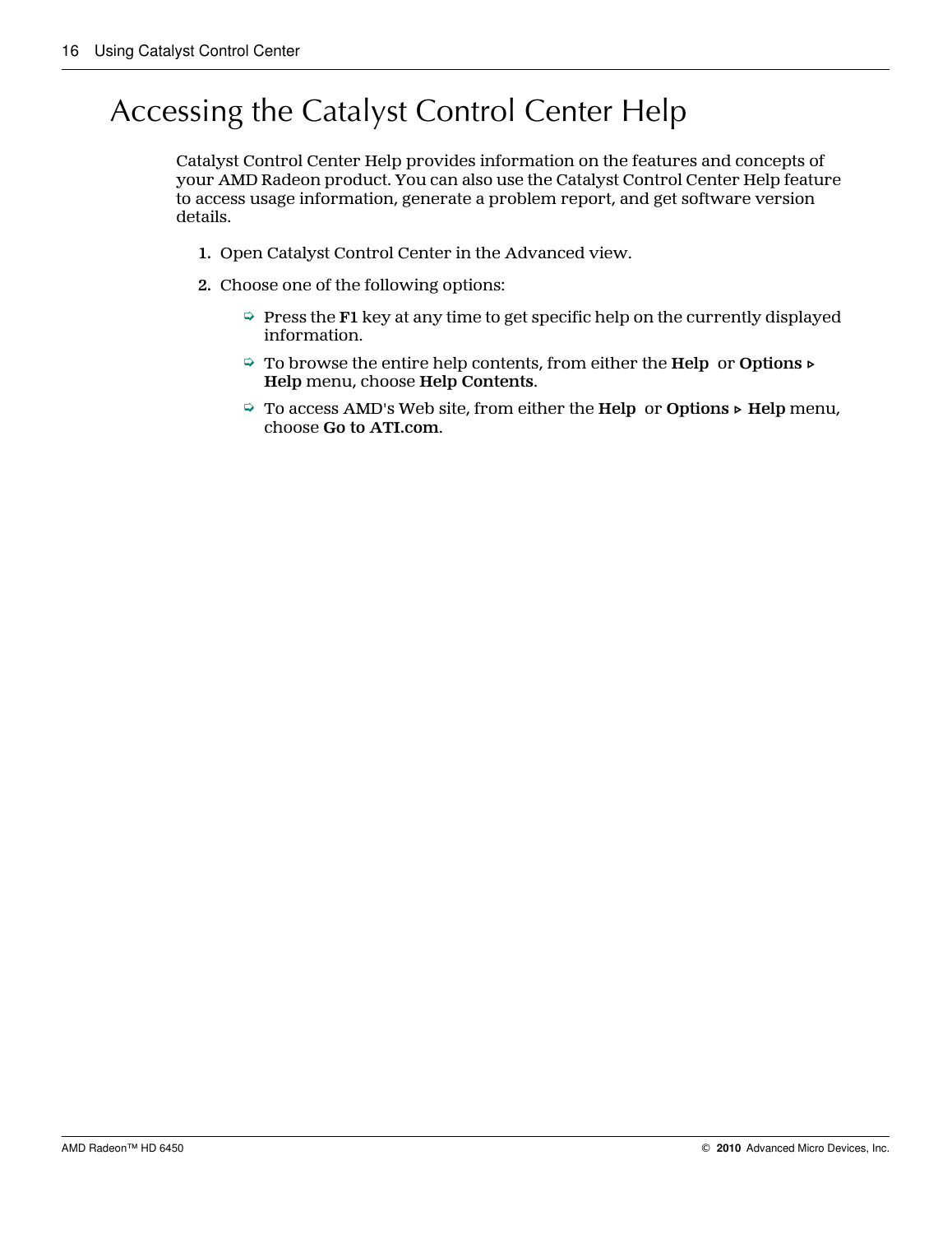# Accessing the Catalyst Control Center Help

Catalyst Control Center Help provides information on the features and concepts of your AMD Radeon product. You can also use the Catalyst Control Center Help feature to access usage information, generate a problem report, and get software version details.

1. Open Catalyst Control Center in the Advanced view.
2. Choose one of the following options:
   - Press the **F1** key at any time to get specific help on the currently displayed information.
   - To browse the entire help contents, from either the **Help** or **Options ▹ Help** menu, choose **Help Contents**.
   - To access AMD's Web site, from either the **Help** or **Options ▹ Help** menu, choose **Go to ATI.com**.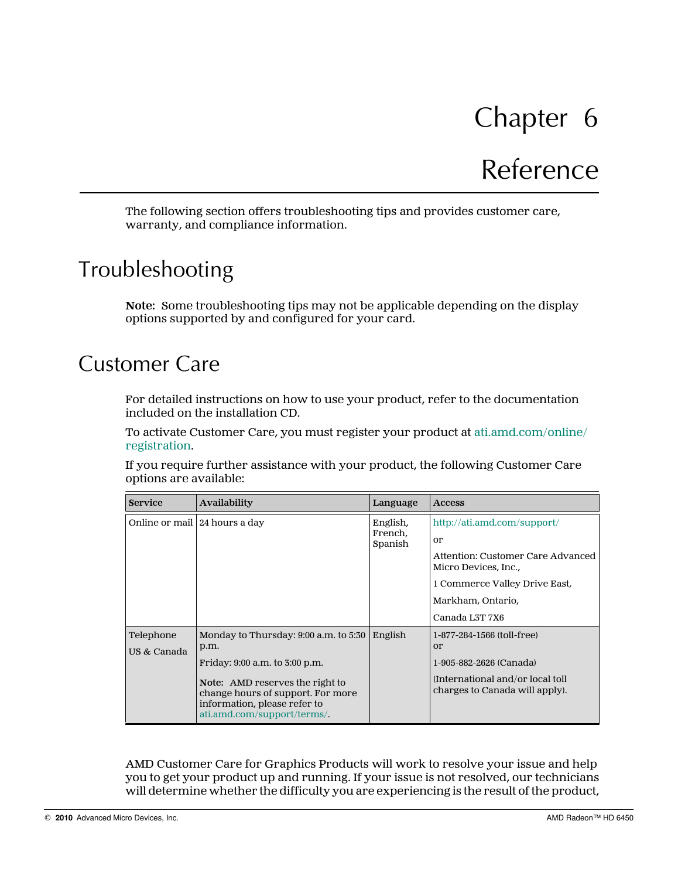# Chapter 6

# Reference

The following section offers troubleshooting tips and provides customer care, warranty, and compliance information.

## Troubleshooting

**Note:** Some troubleshooting tips may not be applicable depending on the display options supported by and configured for your card.

## Customer Care

For detailed instructions on how to use your product, refer to the documentation included on the installation CD.

To activate Customer Care, you must register your product at ati.amd.com/online/registration.

If you require further assistance with your product, the following Customer Care options are available:

| Service | Availability | Language | Access |
|---|---|---|---|
| Online or mail | 24 hours a day | English, French, Spanish | http://ati.amd.com/support/<br>or<br>Attention: Customer Care Advanced Micro Devices, Inc.,<br>1 Commerce Valley Drive East,<br>Markham, Ontario,<br>Canada L3T 7X6 |
| Telephone<br>US & Canada | Monday to Thursday: 9:00 a.m. to 5:30 p.m.<br>Friday: 9:00 a.m. to 3:00 p.m.<br>**Note:** AMD reserves the right to change hours of support. For more information, please refer to ati.amd.com/support/terms/. | English | 1-877-284-1566 (toll-free)<br>or<br>1-905-882-2626 (Canada)<br>(International and/or local toll charges to Canada will apply). |

AMD Customer Care for Graphics Products will work to resolve your issue and help you to get your product up and running. If your issue is not resolved, our technicians will determine whether the difficulty you are experiencing is the result of the product,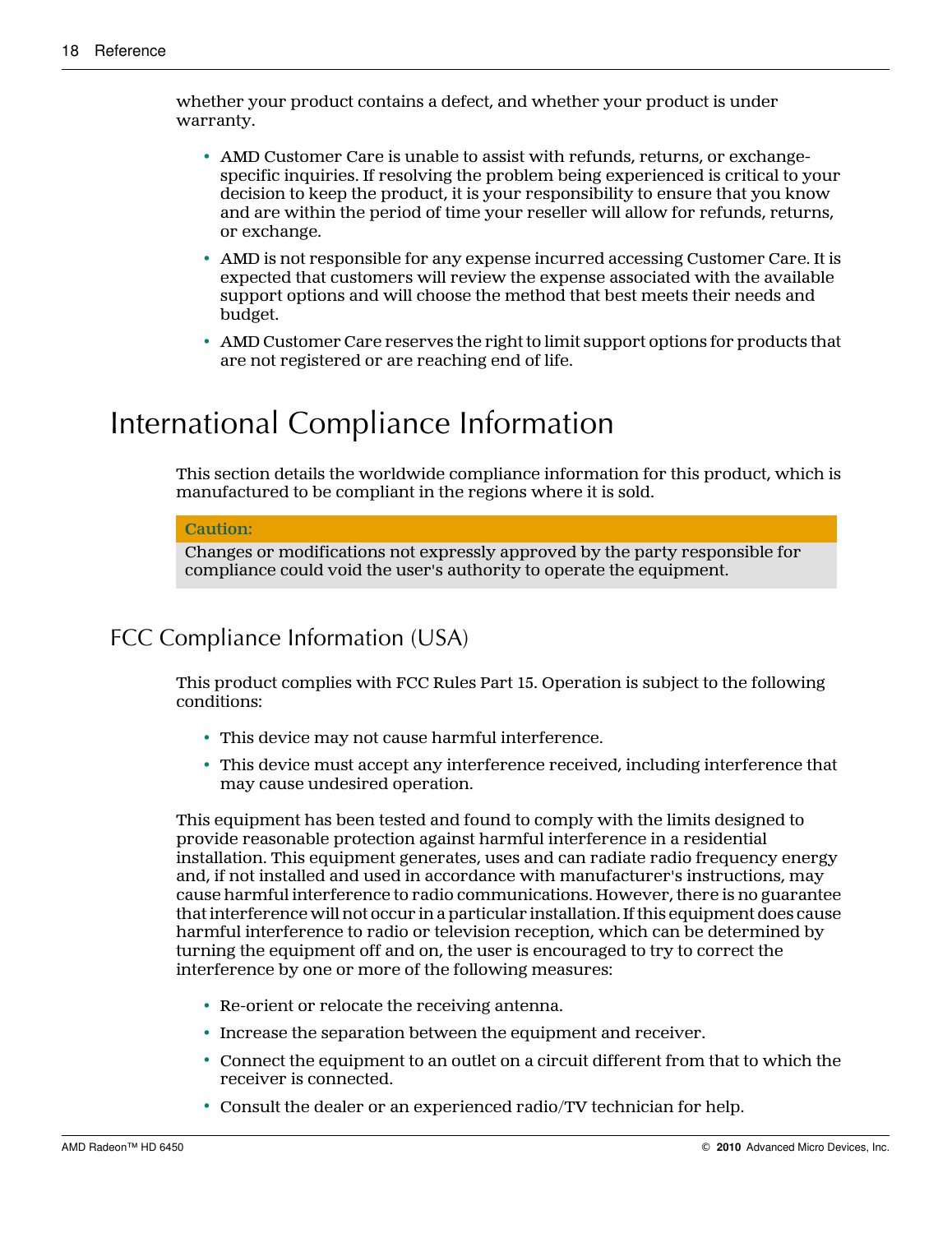whether your product contains a defect, and whether your product is under warranty.

- AMD Customer Care is unable to assist with refunds, returns, or exchange-specific inquiries. If resolving the problem being experienced is critical to your decision to keep the product, it is your responsibility to ensure that you know and are within the period of time your reseller will allow for refunds, returns, or exchange.
- AMD is not responsible for any expense incurred accessing Customer Care. It is expected that customers will review the expense associated with the available support options and will choose the method that best meets their needs and budget.
- AMD Customer Care reserves the right to limit support options for products that are not registered or are reaching end of life.

# International Compliance Information

This section details the worldwide compliance information for this product, which is manufactured to be compliant in the regions where it is sold.

**Caution:**

Changes or modifications not expressly approved by the party responsible for compliance could void the user's authority to operate the equipment.

## FCC Compliance Information (USA)

This product complies with FCC Rules Part 15. Operation is subject to the following conditions:

- This device may not cause harmful interference.
- This device must accept any interference received, including interference that may cause undesired operation.

This equipment has been tested and found to comply with the limits designed to provide reasonable protection against harmful interference in a residential installation. This equipment generates, uses and can radiate radio frequency energy and, if not installed and used in accordance with manufacturer's instructions, may cause harmful interference to radio communications. However, there is no guarantee that interference will not occur in a particular installation. If this equipment does cause harmful interference to radio or television reception, which can be determined by turning the equipment off and on, the user is encouraged to try to correct the interference by one or more of the following measures:

- Re-orient or relocate the receiving antenna.
- Increase the separation between the equipment and receiver.
- Connect the equipment to an outlet on a circuit different from that to which the receiver is connected.
- Consult the dealer or an experienced radio/TV technician for help.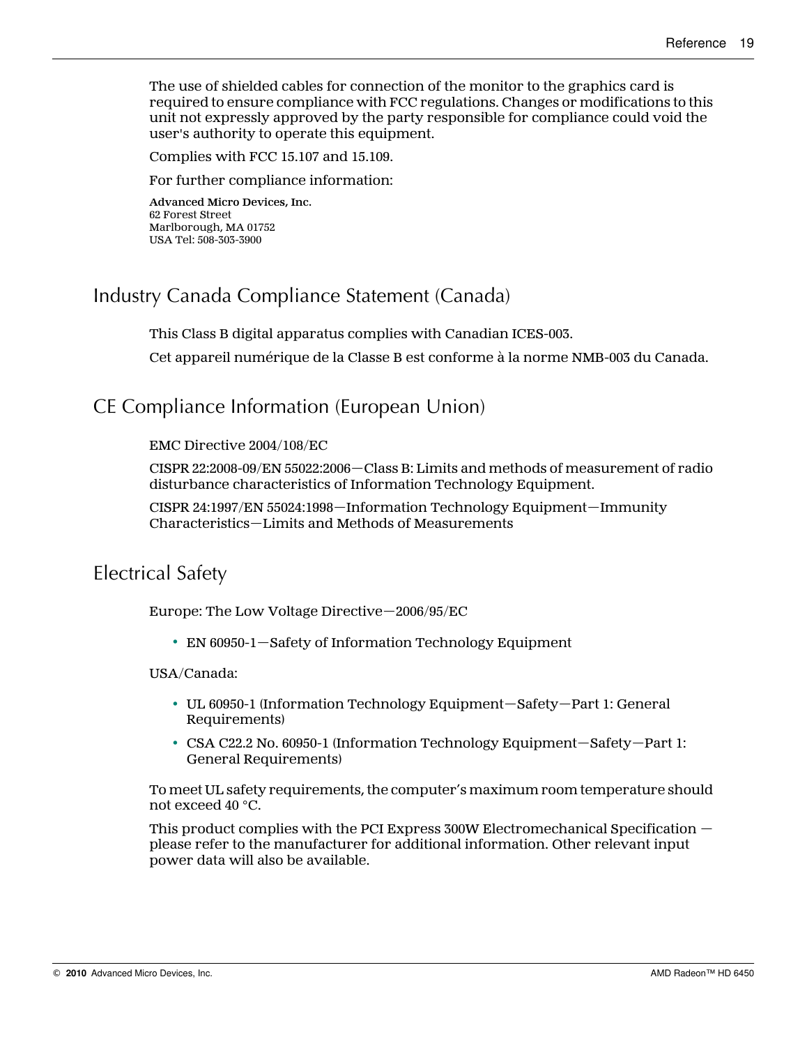The use of shielded cables for connection of the monitor to the graphics card is required to ensure compliance with FCC regulations. Changes or modifications to this unit not expressly approved by the party responsible for compliance could void the user's authority to operate this equipment.

Complies with FCC 15.107 and 15.109.

For further compliance information:

**Advanced Micro Devices, Inc.**
62 Forest Street
Marlborough, MA 01752
USA Tel: 508-303-3900

## Industry Canada Compliance Statement (Canada)

This Class B digital apparatus complies with Canadian ICES-003.

Cet appareil numérique de la Classe B est conforme à la norme NMB-003 du Canada.

## CE Compliance Information (European Union)

EMC Directive 2004/108/EC

CISPR 22:2008-09/EN 55022:2006—Class B: Limits and methods of measurement of radio disturbance characteristics of Information Technology Equipment.

CISPR 24:1997/EN 55024:1998—Information Technology Equipment—Immunity Characteristics—Limits and Methods of Measurements

## Electrical Safety

Europe: The Low Voltage Directive—2006/95/EC

- EN 60950-1—Safety of Information Technology Equipment

USA/Canada:

- UL 60950-1 (Information Technology Equipment—Safety—Part 1: General Requirements)
- CSA C22.2 No. 60950-1 (Information Technology Equipment—Safety—Part 1: General Requirements)

To meet UL safety requirements, the computer's maximum room temperature should not exceed 40 °C.

This product complies with the PCI Express 300W Electromechanical Specification — please refer to the manufacturer for additional information. Other relevant input power data will also be available.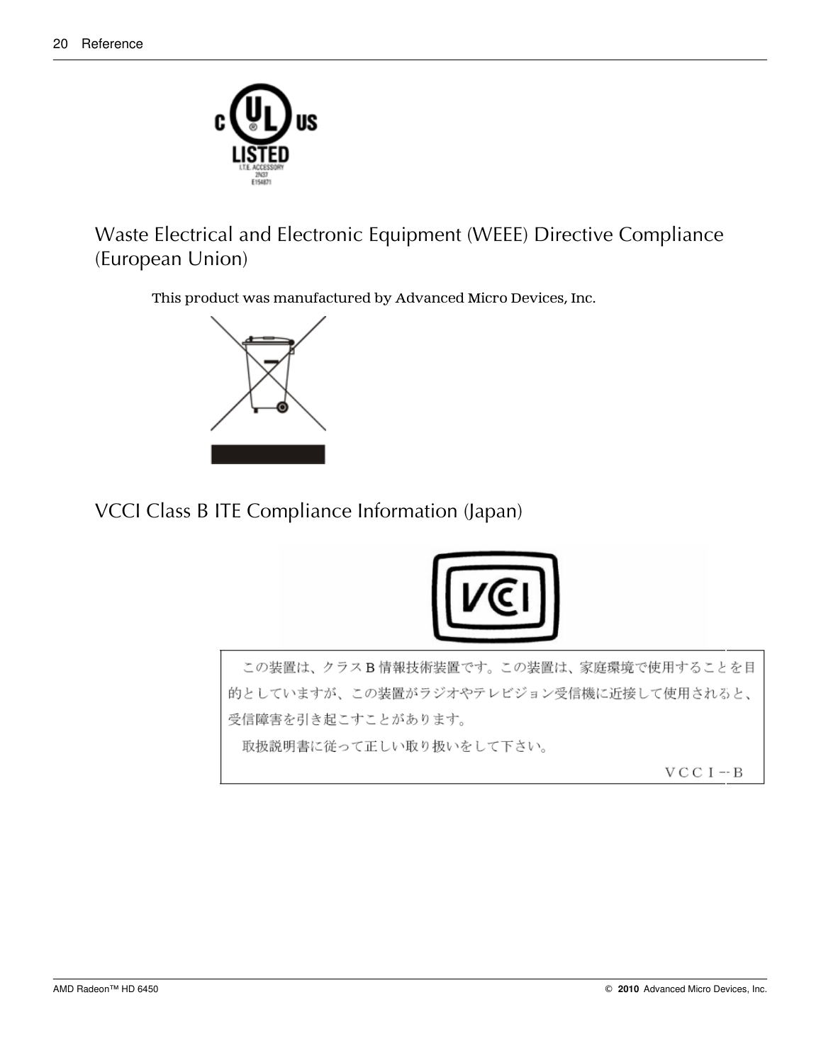## Waste Electrical and Electronic Equipment (WEEE) Directive Compliance (European Union)

This product was manufactured by Advanced Micro Devices, Inc.

## VCCI Class B ITE Compliance Information (Japan)

この装置は、クラスＢ情報技術装置です。この装置は、家庭環境で使用することを目的としていますが、この装置がラジオやテレビジョン受信機に近接して使用されると、受信障害を引き起こすことがあります。

取扱説明書に従って正しい取り扱いをして下さい。

ＶＣＣＩ－Ｂ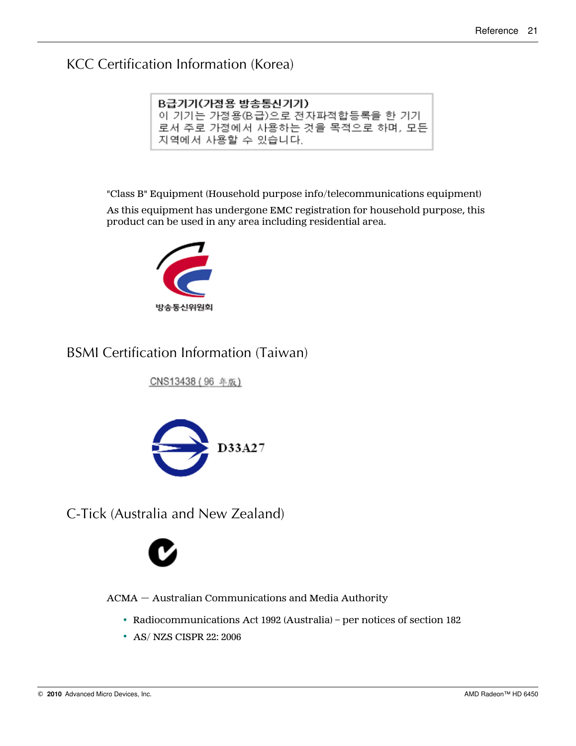## KCC Certification Information (Korea)

B급기기(가정용 방송통신기기)
이 기기는 가정용(B급)으로 전자파적합등록을 한 기기로서 주로 가정에서 사용하는 것을 목적으로 하며, 모든 지역에서 사용할 수 있습니다.

"Class B" Equipment (Household purpose info/telecommunications equipment)

As this equipment has undergone EMC registration for household purpose, this product can be used in any area including residential area.

방송통신위원회

## BSMI Certification Information (Taiwan)

CNS13438 ( 96 年版)

D33A27

## C-Tick (Australia and New Zealand)

ACMA — Australian Communications and Media Authority

- Radiocommunications Act 1992 (Australia) – per notices of section 182
- AS/ NZS CISPR 22: 2006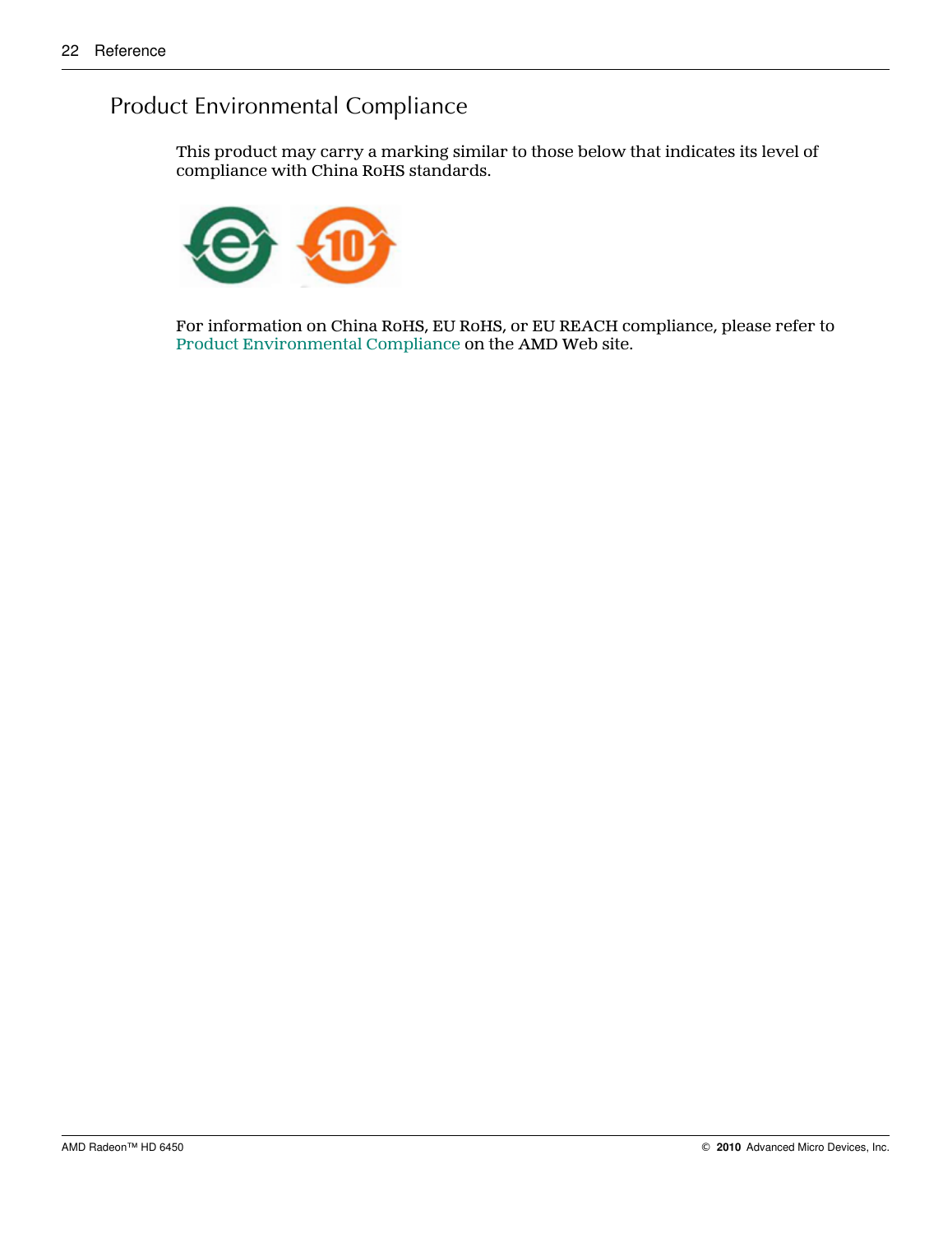## Product Environmental Compliance

This product may carry a marking similar to those below that indicates its level of compliance with China RoHS standards.

For information on China RoHS, EU RoHS, or EU REACH compliance, please refer to Product Environmental Compliance on the AMD Web site.